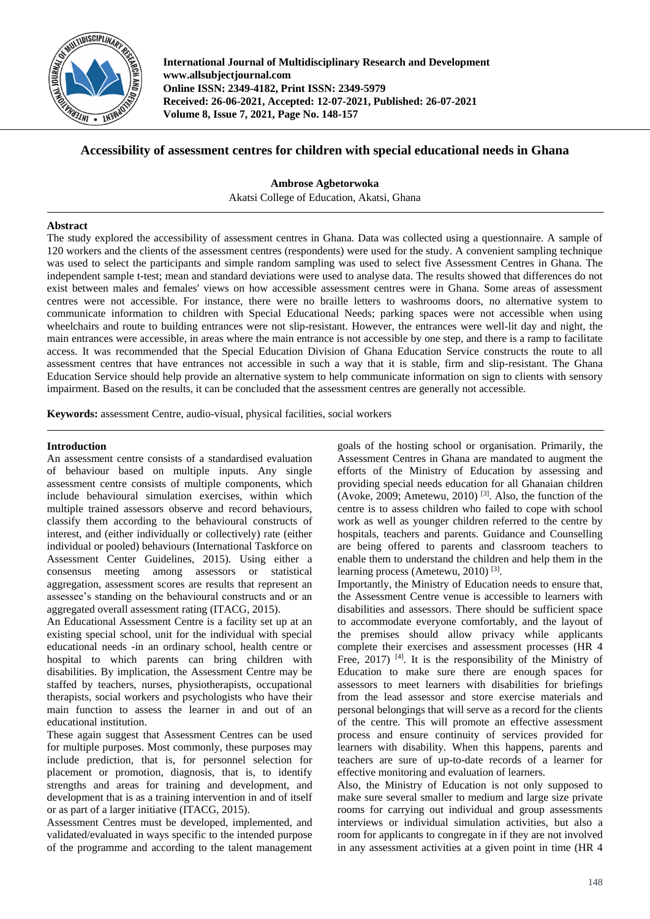# Accessibility of assessment centres for children with special educational needs in Ghana

**Ambrose Agbetorwoka**

Akatsi College of Education, Akatsi, Ghana

## Abstract

The study explored the accessibility of assessment centres in Ghana. Data was collected using a questionnaire. A sample of 120 workers and the clients of the assessment centres (respondents) were used for the study. A convenient sampling technique was used to select the participants and simple random sampling was used to select five Assessment Centres in Ghana. The independent sample t-test; mean and standard deviations were used to analyse data. The results showed that differences do not exist between males and females' views on how accessible assessment centres were in Ghana. Some areas of assessment centres were not accessible. For instance, there were no braille letters to washrooms doors, no alternative system to communicate information to children with Special Educational Needs; parking spaces were not accessible when using wheelchairs and route to building entrances were not slip-resistant. However, the entrances were well-lit day and night, the main entrances were accessible, in areas where the main entrance is not accessible by one step, and there is a ramp to facilitate access. It was recommended that the Special Education Division of Ghana Education Service constructs the route to all assessment centres that have entrances not accessible in such a way that it is stable, firm and slip-resistant. The Ghana Education Service should help provide an alternative system to help communicate information on sign to clients with sensory impairment. Based on the results, it can be concluded that the assessment centres are generally not accessible.

**Keywords:** assessment Centre, audio-visual, physical facilities, social workers

## Introduction

An assessment centre consists of a standardised evaluation of behaviour based on multiple inputs. Any single assessment centre consists of multiple components, which include behavioural simulation exercises, within which multiple trained assessors observe and record behaviours, classify them according to the behavioural constructs of interest, and (either individually or collectively) rate (either individual or pooled) behaviours (International Taskforce on Assessment Center Guidelines, 2015). Using either a consensus meeting among assessors or statistical aggregation, assessment scores are results that represent an assessee's standing on the behavioural constructs and or an aggregated overall assessment rating (ITACG, 2015).

An Educational Assessment Centre is a facility set up at an existing special school, unit for the individual with special educational needs -in an ordinary school, health centre or hospital to which parents can bring children with disabilities. By implication, the Assessment Centre may be staffed by teachers, nurses, physiotherapists, occupational therapists, social workers and psychologists who have their main function to assess the learner in and out of an educational institution.

These again suggest that Assessment Centres can be used for multiple purposes. Most commonly, these purposes may include prediction, that is, for personnel selection for placement or promotion, diagnosis, that is, to identify strengths and areas for training and development, and development that is as a training intervention in and of itself or as part of a larger initiative (ITACG, 2015).

Assessment Centres must be developed, implemented, and validated/evaluated in ways specific to the intended purpose of the programme and according to the talent management goals of the hosting school or organisation. Primarily, the Assessment Centres in Ghana are mandated to augment the efforts of the Ministry of Education by assessing and providing special needs education for all Ghanaian children (Avoke, 2009; Ametewu, 2010) [3]. Also, the function of the centre is to assess children who failed to cope with school work as well as younger children referred to the centre by hospitals, teachers and parents. Guidance and Counselling are being offered to parents and classroom teachers to enable them to understand the children and help them in the learning process (Ametewu, 2010) [3].

Importantly, the Ministry of Education needs to ensure that, the Assessment Centre venue is accessible to learners with disabilities and assessors. There should be sufficient space to accommodate everyone comfortably, and the layout of the premises should allow privacy while applicants complete their exercises and assessment processes (HR 4 Free, 2017) [4]. It is the responsibility of the Ministry of Education to make sure there are enough spaces for assessors to meet learners with disabilities for briefings from the lead assessor and store exercise materials and personal belongings that will serve as a record for the clients of the centre. This will promote an effective assessment process and ensure continuity of services provided for learners with disability. When this happens, parents and teachers are sure of up-to-date records of a learner for effective monitoring and evaluation of learners.

Also, the Ministry of Education is not only supposed to make sure several smaller to medium and large size private rooms for carrying out individual and group assessments interviews or individual simulation activities, but also a room for applicants to congregate in if they are not involved in any assessment activities at a given point in time (HR 4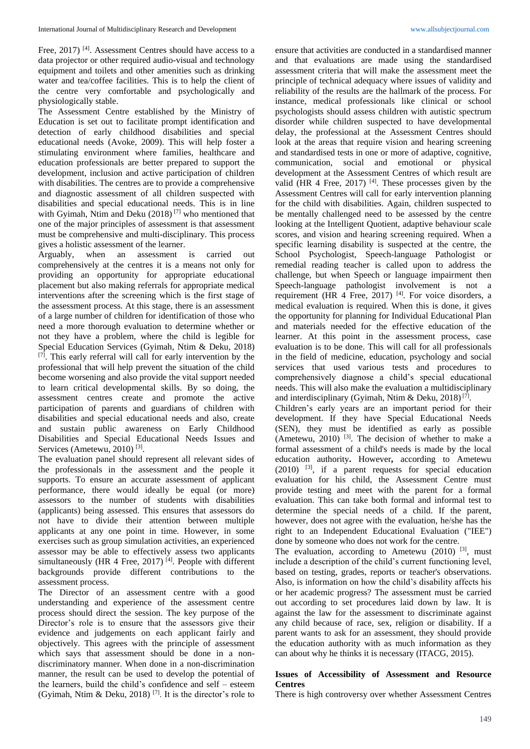Free, 2017) [4]. Assessment Centres should have access to a data projector or other required audio-visual and technology equipment and toilets and other amenities such as drinking water and tea/coffee facilities. This is to help the client of the centre very comfortable and psychologically and physiologically stable.

The Assessment Centre established by the Ministry of Education is set out to facilitate prompt identification and detection of early childhood disabilities and special educational needs (Avoke, 2009). This will help foster a stimulating environment where families, healthcare and education professionals are better prepared to support the development, inclusion and active participation of children with disabilities. The centres are to provide a comprehensive and diagnostic assessment of all children suspected with disabilities and special educational needs. This is in line with Gyimah, Ntim and Deku (2018) [7] who mentioned that one of the major principles of assessment is that assessment must be comprehensive and multi-disciplinary. This process gives a holistic assessment of the learner.

Arguably, when an assessment is carried out comprehensively at the centres it is a means not only for providing an opportunity for appropriate educational placement but also making referrals for appropriate medical interventions after the screening which is the first stage of the assessment process. At this stage, there is an assessment of a large number of children for identification of those who need a more thorough evaluation to determine whether or not they have a problem, where the child is legible for Special Education Services (Gyimah, Ntim & Deku, 2018) [7]. This early referral will call for early intervention by the professional that will help prevent the situation of the child become worsening and also provide the vital support needed to learn critical developmental skills. By so doing, the assessment centres create and promote the active participation of parents and guardians of children with disabilities and special educational needs and also, create and sustain public awareness on Early Childhood Disabilities and Special Educational Needs Issues and Services (Ametewu, 2010) [3].

The evaluation panel should represent all relevant sides of the professionals in the assessment and the people it supports. To ensure an accurate assessment of applicant performance, there would ideally be equal (or more) assessors to the number of students with disabilities (applicants) being assessed. This ensures that assessors do not have to divide their attention between multiple applicants at any one point in time. However, in some exercises such as group simulation activities, an experienced assessor may be able to effectively assess two applicants simultaneously (HR 4 Free, 2017) [4]. People with different backgrounds provide different contributions to the assessment process.

The Director of an assessment centre with a good understanding and experience of the assessment centre process should direct the session. The key purpose of the Director's role is to ensure that the assessors give their evidence and judgements on each applicant fairly and objectively. This agrees with the principle of assessment which says that assessment should be done in a non-discriminatory manner. When done in a non-discrimination manner, the result can be used to develop the potential of the learners, build the child's confidence and self – esteem (Gyimah, Ntim & Deku, 2018) [7]. It is the director's role to ensure that activities are conducted in a standardised manner and that evaluations are made using the standardised assessment criteria that will make the assessment meet the principle of technical adequacy where issues of validity and reliability of the results are the hallmark of the process. For instance, medical professionals like clinical or school psychologists should assess children with autistic spectrum disorder while children suspected to have developmental delay, the professional at the Assessment Centres should look at the areas that require vision and hearing screening and standardised tests in one or more of adaptive, cognitive, communication, social and emotional or physical development at the Assessment Centres of which result are valid (HR 4 Free, 2017) [4]. These processes given by the Assessment Centres will call for early intervention planning for the child with disabilities. Again, children suspected to be mentally challenged need to be assessed by the centre looking at the Intelligent Quotient, adaptive behaviour scale scores, and vision and hearing screening required. When a specific learning disability is suspected at the centre, the School Psychologist, Speech-language Pathologist or remedial reading teacher is called upon to address the challenge, but when Speech or language impairment then Speech-language pathologist involvement is not a requirement (HR 4 Free, 2017) [4]. For voice disorders, a medical evaluation is required. When this is done, it gives the opportunity for planning for Individual Educational Plan and materials needed for the effective education of the learner. At this point in the assessment process, case evaluation is to be done. This will call for all professionals in the field of medicine, education, psychology and social services that used various tests and procedures to comprehensively diagnose a child's special educational needs. This will also make the evaluation a multidisciplinary and interdisciplinary (Gyimah, Ntim & Deku, 2018) [7].

Children's early years are an important period for their development. If they have Special Educational Needs (SEN), they must be identified as early as possible (Ametewu, 2010) [3]. The decision of whether to make a formal assessment of a child's needs is made by the local education authority**.** However**,** according to Ametewu (2010) [3], if a parent requests for special education evaluation for his child, the Assessment Centre must provide testing and meet with the parent for a formal evaluation. This can take both formal and informal test to determine the special needs of a child. If the parent, however, does not agree with the evaluation, he/she has the right to an Independent Educational Evaluation ("IEE") done by someone who does not work for the centre.

The evaluation, according to Ametewu (2010) [3], must include a description of the child's current functioning level, based on testing, grades, reports or teacher's observations. Also, is information on how the child's disability affects his or her academic progress? The assessment must be carried out according to set procedures laid down by law. It is against the law for the assessment to discriminate against any child because of race, sex, religion or disability. If a parent wants to ask for an assessment, they should provide the education authority with as much information as they can about why he thinks it is necessary (ITACG, 2015).

### Issues of Accessibility of Assessment and Resource Centres

There is high controversy over whether Assessment Centres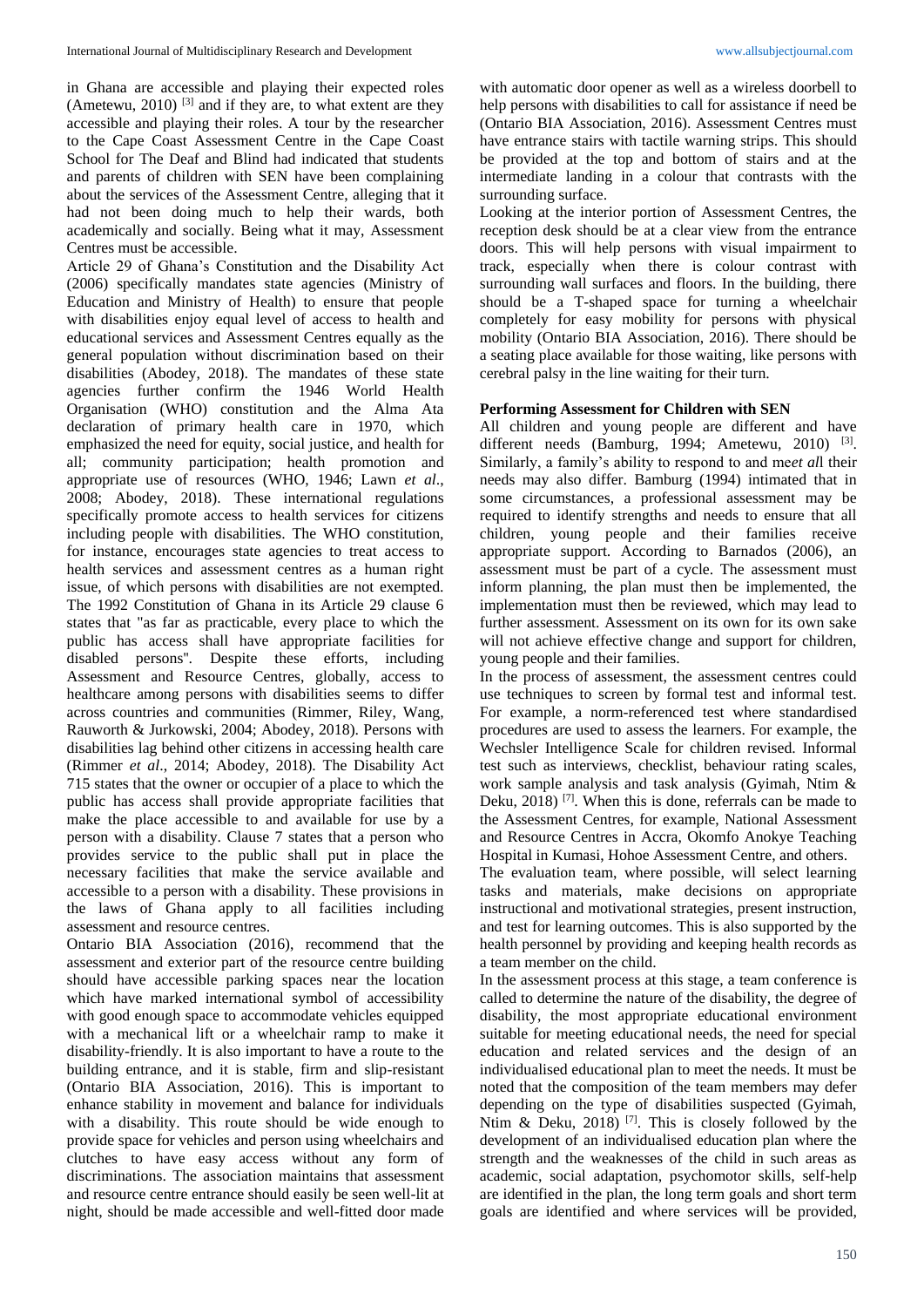in Ghana are accessible and playing their expected roles (Ametewu, 2010) [3] and if they are, to what extent are they accessible and playing their roles. A tour by the researcher to the Cape Coast Assessment Centre in the Cape Coast School for The Deaf and Blind had indicated that students and parents of children with SEN have been complaining about the services of the Assessment Centre, alleging that it had not been doing much to help their wards, both academically and socially. Being what it may, Assessment Centres must be accessible.

Article 29 of Ghana's Constitution and the Disability Act (2006) specifically mandates state agencies (Ministry of Education and Ministry of Health) to ensure that people with disabilities enjoy equal level of access to health and educational services and Assessment Centres equally as the general population without discrimination based on their disabilities (Abodey, 2018). The mandates of these state agencies further confirm the 1946 World Health Organisation (WHO) constitution and the Alma Ata declaration of primary health care in 1970, which emphasized the need for equity, social justice, and health for all; community participation; health promotion and appropriate use of resources (WHO, 1946; Lawn *et al*., 2008; Abodey, 2018). These international regulations specifically promote access to health services for citizens including people with disabilities. The WHO constitution, for instance, encourages state agencies to treat access to health services and assessment centres as a human right issue, of which persons with disabilities are not exempted. The 1992 Constitution of Ghana in its Article 29 clause 6 states that "as far as practicable, every place to which the public has access shall have appropriate facilities for disabled persons". Despite these efforts, including Assessment and Resource Centres, globally, access to healthcare among persons with disabilities seems to differ across countries and communities (Rimmer, Riley, Wang, Rauworth & Jurkowski, 2004; Abodey, 2018). Persons with disabilities lag behind other citizens in accessing health care (Rimmer *et al*., 2014; Abodey, 2018). The Disability Act 715 states that the owner or occupier of a place to which the public has access shall provide appropriate facilities that make the place accessible to and available for use by a person with a disability. Clause 7 states that a person who provides service to the public shall put in place the necessary facilities that make the service available and accessible to a person with a disability. These provisions in the laws of Ghana apply to all facilities including assessment and resource centres.

Ontario BIA Association (2016), recommend that the assessment and exterior part of the resource centre building should have accessible parking spaces near the location which have marked international symbol of accessibility with good enough space to accommodate vehicles equipped with a mechanical lift or a wheelchair ramp to make it disability-friendly. It is also important to have a route to the building entrance, and it is stable, firm and slip-resistant (Ontario BIA Association, 2016). This is important to enhance stability in movement and balance for individuals with a disability. This route should be wide enough to provide space for vehicles and person using wheelchairs and clutches to have easy access without any form of discriminations. The association maintains that assessment and resource centre entrance should easily be seen well-lit at night, should be made accessible and well-fitted door made with automatic door opener as well as a wireless doorbell to help persons with disabilities to call for assistance if need be (Ontario BIA Association, 2016). Assessment Centres must have entrance stairs with tactile warning strips. This should be provided at the top and bottom of stairs and at the intermediate landing in a colour that contrasts with the surrounding surface.

Looking at the interior portion of Assessment Centres, the reception desk should be at a clear view from the entrance doors. This will help persons with visual impairment to track, especially when there is colour contrast with surrounding wall surfaces and floors. In the building, there should be a T-shaped space for turning a wheelchair completely for easy mobility for persons with physical mobility (Ontario BIA Association, 2016). There should be a seating place available for those waiting, like persons with cerebral palsy in the line waiting for their turn.

**Performing Assessment for Children with SEN**

All children and young people are different and have different needs (Bamburg, 1994; Ametewu, 2010) [3]. Similarly, a family's ability to respond to and me*et al*l their needs may also differ. Bamburg (1994) intimated that in some circumstances, a professional assessment may be required to identify strengths and needs to ensure that all children, young people and their families receive appropriate support. According to Barnados (2006), an assessment must be part of a cycle. The assessment must inform planning, the plan must then be implemented, the implementation must then be reviewed, which may lead to further assessment. Assessment on its own for its own sake will not achieve effective change and support for children, young people and their families.

In the process of assessment, the assessment centres could use techniques to screen by formal test and informal test. For example, a norm-referenced test where standardised procedures are used to assess the learners. For example, the Wechsler Intelligence Scale for children revised. Informal test such as interviews, checklist, behaviour rating scales, work sample analysis and task analysis (Gyimah, Ntim & Deku, 2018) [7]. When this is done, referrals can be made to the Assessment Centres, for example, National Assessment and Resource Centres in Accra, Okomfo Anokye Teaching Hospital in Kumasi, Hohoe Assessment Centre, and others.

The evaluation team, where possible, will select learning tasks and materials, make decisions on appropriate instructional and motivational strategies, present instruction, and test for learning outcomes. This is also supported by the health personnel by providing and keeping health records as a team member on the child.

In the assessment process at this stage, a team conference is called to determine the nature of the disability, the degree of disability, the most appropriate educational environment suitable for meeting educational needs, the need for special education and related services and the design of an individualised educational plan to meet the needs. It must be noted that the composition of the team members may defer depending on the type of disabilities suspected (Gyimah, Ntim & Deku, 2018) [7]. This is closely followed by the development of an individualised education plan where the strength and the weaknesses of the child in such areas as academic, social adaptation, psychomotor skills, self-help are identified in the plan, the long term goals and short term goals are identified and where services will be provided,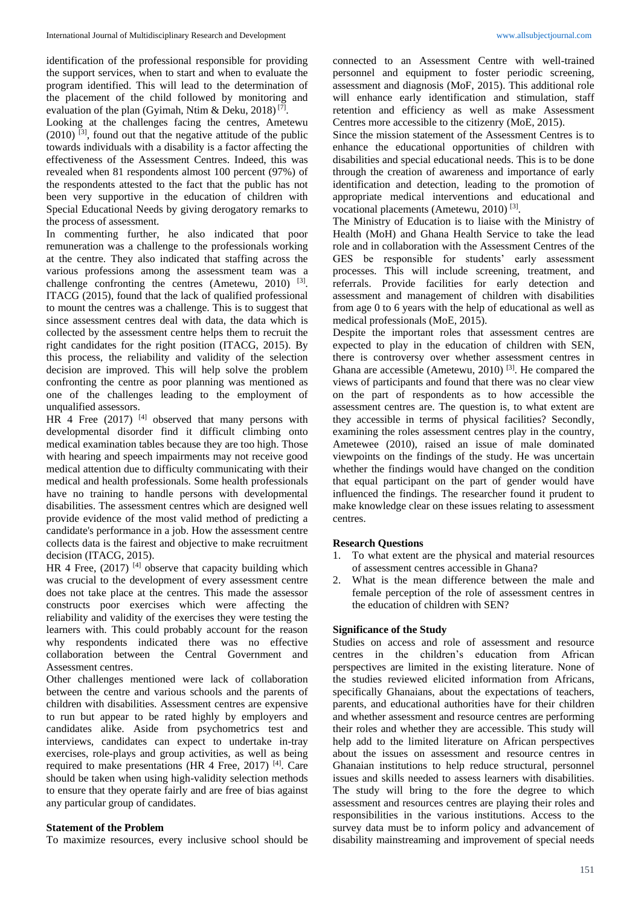identification of the professional responsible for providing the support services, when to start and when to evaluate the program identified. This will lead to the determination of the placement of the child followed by monitoring and evaluation of the plan (Gyimah, Ntim & Deku, 2018) [7].

Looking at the challenges facing the centres, Ametewu (2010) [3], found out that the negative attitude of the public towards individuals with a disability is a factor affecting the effectiveness of the Assessment Centres. Indeed, this was revealed when 81 respondents almost 100 percent (97%) of the respondents attested to the fact that the public has not been very supportive in the education of children with Special Educational Needs by giving derogatory remarks to the process of assessment.

In commenting further, he also indicated that poor remuneration was a challenge to the professionals working at the centre. They also indicated that staffing across the various professions among the assessment team was a challenge confronting the centres (Ametewu, 2010) [3]. ITACG (2015), found that the lack of qualified professional to mount the centres was a challenge. This is to suggest that since assessment centres deal with data, the data which is collected by the assessment centre helps them to recruit the right candidates for the right position (ITACG, 2015). By this process, the reliability and validity of the selection decision are improved. This will help solve the problem confronting the centre as poor planning was mentioned as one of the challenges leading to the employment of unqualified assessors.

HR 4 Free (2017) [4] observed that many persons with developmental disorder find it difficult climbing onto medical examination tables because they are too high. Those with hearing and speech impairments may not receive good medical attention due to difficulty communicating with their medical and health professionals. Some health professionals have no training to handle persons with developmental disabilities. The assessment centres which are designed well provide evidence of the most valid method of predicting a candidate's performance in a job. How the assessment centre collects data is the fairest and objective to make recruitment decision (ITACG, 2015).

HR 4 Free, (2017) [4] observe that capacity building which was crucial to the development of every assessment centre does not take place at the centres. This made the assessor constructs poor exercises which were affecting the reliability and validity of the exercises they were testing the learners with. This could probably account for the reason why respondents indicated there was no effective collaboration between the Central Government and Assessment centres.

Other challenges mentioned were lack of collaboration between the centre and various schools and the parents of children with disabilities. Assessment centres are expensive to run but appear to be rated highly by employers and candidates alike. Aside from psychometrics test and interviews, candidates can expect to undertake in-tray exercises, role-plays and group activities, as well as being required to make presentations (HR 4 Free, 2017) [4]. Care should be taken when using high-validity selection methods to ensure that they operate fairly and are free of bias against any particular group of candidates.

### Statement of the Problem

To maximize resources, every inclusive school should be connected to an Assessment Centre with well-trained personnel and equipment to foster periodic screening, assessment and diagnosis (MoF, 2015). This additional role will enhance early identification and stimulation, staff retention and efficiency as well as make Assessment Centres more accessible to the citizenry (MoE, 2015).

Since the mission statement of the Assessment Centres is to enhance the educational opportunities of children with disabilities and special educational needs. This is to be done through the creation of awareness and importance of early identification and detection, leading to the promotion of appropriate medical interventions and educational and vocational placements (Ametewu, 2010) [3].

The Ministry of Education is to liaise with the Ministry of Health (MoH) and Ghana Health Service to take the lead role and in collaboration with the Assessment Centres of the GES be responsible for students' early assessment processes. This will include screening, treatment, and referrals. Provide facilities for early detection and assessment and management of children with disabilities from age 0 to 6 years with the help of educational as well as medical professionals (MoE, 2015).

Despite the important roles that assessment centres are expected to play in the education of children with SEN, there is controversy over whether assessment centres in Ghana are accessible (Ametewu, 2010) [3]. He compared the views of participants and found that there was no clear view on the part of respondents as to how accessible the assessment centres are. The question is, to what extent are they accessible in terms of physical facilities? Secondly, examining the roles assessment centres play in the country, Ametewee (2010), raised an issue of male dominated viewpoints on the findings of the study. He was uncertain whether the findings would have changed on the condition that equal participant on the part of gender would have influenced the findings. The researcher found it prudent to make knowledge clear on these issues relating to assessment centres.

### Research Questions

1. To what extent are the physical and material resources of assessment centres accessible in Ghana?
2. What is the mean difference between the male and female perception of the role of assessment centres in the education of children with SEN?

### Significance of the Study

Studies on access and role of assessment and resource centres in the children's education from African perspectives are limited in the existing literature. None of the studies reviewed elicited information from Africans, specifically Ghanaians, about the expectations of teachers, parents, and educational authorities have for their children and whether assessment and resource centres are performing their roles and whether they are accessible. This study will help add to the limited literature on African perspectives about the issues on assessment and resource centres in Ghanaian institutions to help reduce structural, personnel issues and skills needed to assess learners with disabilities. The study will bring to the fore the degree to which assessment and resources centres are playing their roles and responsibilities in the various institutions. Access to the survey data must be to inform policy and advancement of disability mainstreaming and improvement of special needs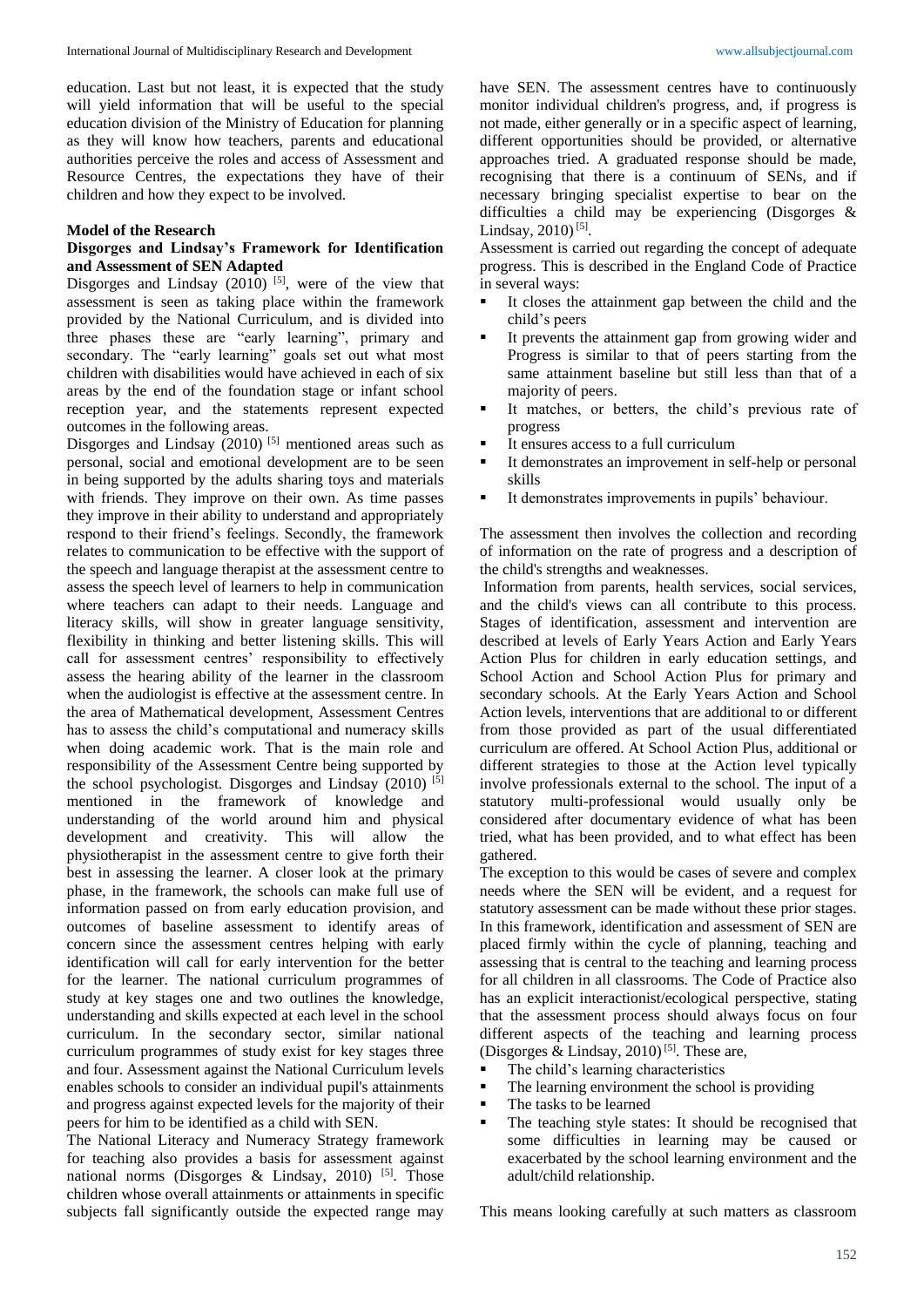education. Last but not least, it is expected that the study will yield information that will be useful to the special education division of the Ministry of Education for planning as they will know how teachers, parents and educational authorities perceive the roles and access of Assessment and Resource Centres, the expectations they have of their children and how they expect to be involved.

**Model of the Research**

**Disgorges and Lindsay's Framework for Identification and Assessment of SEN Adapted**

Disgorges and Lindsay (2010) [5], were of the view that assessment is seen as taking place within the framework provided by the National Curriculum, and is divided into three phases these are "early learning", primary and secondary. The "early learning" goals set out what most children with disabilities would have achieved in each of six areas by the end of the foundation stage or infant school reception year, and the statements represent expected outcomes in the following areas.

Disgorges and Lindsay (2010) [5] mentioned areas such as personal, social and emotional development are to be seen in being supported by the adults sharing toys and materials with friends. They improve on their own. As time passes they improve in their ability to understand and appropriately respond to their friend's feelings. Secondly, the framework relates to communication to be effective with the support of the speech and language therapist at the assessment centre to assess the speech level of learners to help in communication where teachers can adapt to their needs. Language and literacy skills, will show in greater language sensitivity, flexibility in thinking and better listening skills. This will call for assessment centres' responsibility to effectively assess the hearing ability of the learner in the classroom when the audiologist is effective at the assessment centre. In the area of Mathematical development, Assessment Centres has to assess the child's computational and numeracy skills when doing academic work. That is the main role and responsibility of the Assessment Centre being supported by the school psychologist. Disgorges and Lindsay (2010) [5] mentioned in the framework of knowledge and understanding of the world around him and physical development and creativity. This will allow the physiotherapist in the assessment centre to give forth their best in assessing the learner. A closer look at the primary phase, in the framework, the schools can make full use of information passed on from early education provision, and outcomes of baseline assessment to identify areas of concern since the assessment centres helping with early identification will call for early intervention for the better for the learner. The national curriculum programmes of study at key stages one and two outlines the knowledge, understanding and skills expected at each level in the school curriculum. In the secondary sector, similar national curriculum programmes of study exist for key stages three and four. Assessment against the National Curriculum levels enables schools to consider an individual pupil's attainments and progress against expected levels for the majority of their peers for him to be identified as a child with SEN.

The National Literacy and Numeracy Strategy framework for teaching also provides a basis for assessment against national norms (Disgorges & Lindsay, 2010) [5]. Those children whose overall attainments or attainments in specific subjects fall significantly outside the expected range may have SEN. The assessment centres have to continuously monitor individual children's progress, and, if progress is not made, either generally or in a specific aspect of learning, different opportunities should be provided, or alternative approaches tried. A graduated response should be made, recognising that there is a continuum of SENs, and if necessary bringing specialist expertise to bear on the difficulties a child may be experiencing (Disgorges & Lindsay, 2010) [5].

Assessment is carried out regarding the concept of adequate progress. This is described in the England Code of Practice in several ways:

- It closes the attainment gap between the child and the child's peers
- It prevents the attainment gap from growing wider and Progress is similar to that of peers starting from the same attainment baseline but still less than that of a majority of peers.
- It matches, or betters, the child's previous rate of progress
- It ensures access to a full curriculum
- It demonstrates an improvement in self-help or personal skills
- It demonstrates improvements in pupils' behaviour.

The assessment then involves the collection and recording of information on the rate of progress and a description of the child's strengths and weaknesses.

Information from parents, health services, social services, and the child's views can all contribute to this process. Stages of identification, assessment and intervention are described at levels of Early Years Action and Early Years Action Plus for children in early education settings, and School Action and School Action Plus for primary and secondary schools. At the Early Years Action and School Action levels, interventions that are additional to or different from those provided as part of the usual differentiated curriculum are offered. At School Action Plus, additional or different strategies to those at the Action level typically involve professionals external to the school. The input of a statutory multi-professional would usually only be considered after documentary evidence of what has been tried, what has been provided, and to what effect has been gathered.

The exception to this would be cases of severe and complex needs where the SEN will be evident, and a request for statutory assessment can be made without these prior stages. In this framework, identification and assessment of SEN are placed firmly within the cycle of planning, teaching and assessing that is central to the teaching and learning process for all children in all classrooms. The Code of Practice also has an explicit interactionist/ecological perspective, stating that the assessment process should always focus on four different aspects of the teaching and learning process (Disgorges & Lindsay, 2010) [5]. These are,

- The child's learning characteristics
- The learning environment the school is providing
- The tasks to be learned
- The teaching style states: It should be recognised that some difficulties in learning may be caused or exacerbated by the school learning environment and the adult/child relationship.

This means looking carefully at such matters as classroom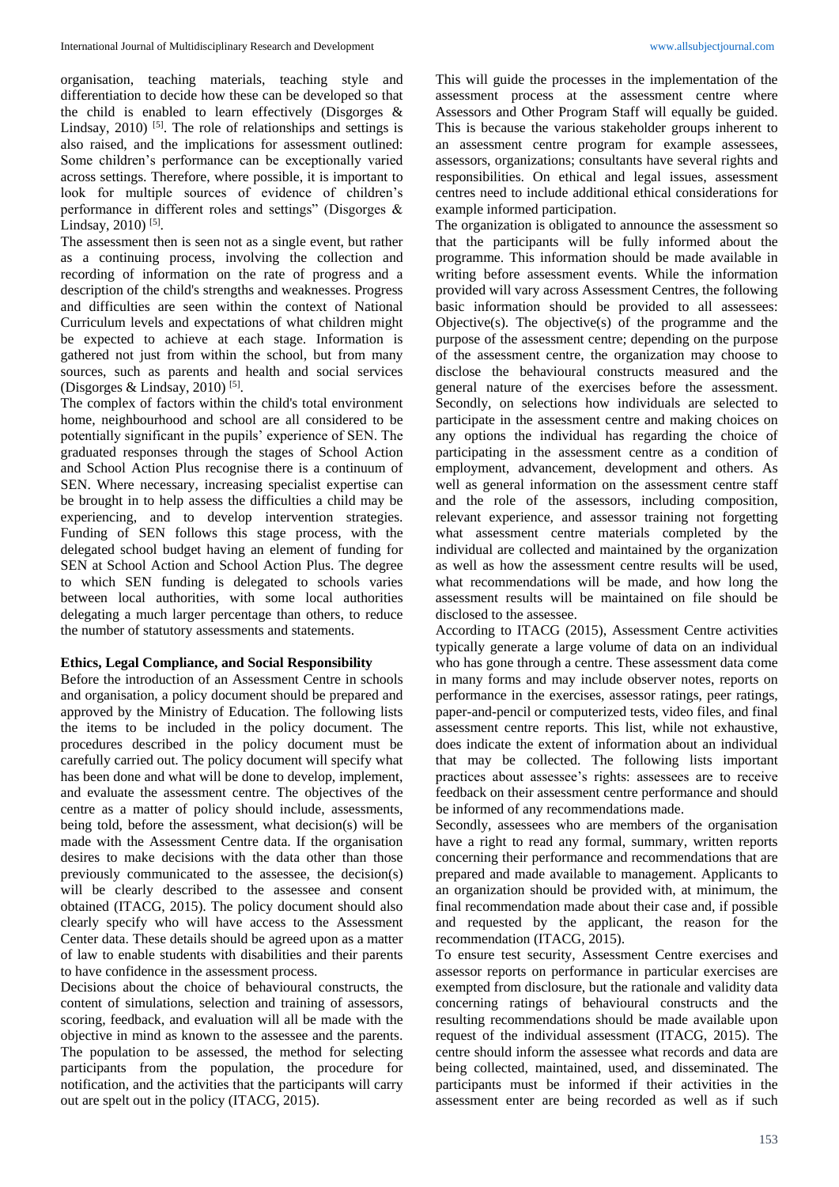organisation, teaching materials, teaching style and differentiation to decide how these can be developed so that the child is enabled to learn effectively (Disgorges & Lindsay, 2010) [5]. The role of relationships and settings is also raised, and the implications for assessment outlined: Some children's performance can be exceptionally varied across settings. Therefore, where possible, it is important to look for multiple sources of evidence of children's performance in different roles and settings" (Disgorges & Lindsay, 2010) [5].

The assessment then is seen not as a single event, but rather as a continuing process, involving the collection and recording of information on the rate of progress and a description of the child's strengths and weaknesses. Progress and difficulties are seen within the context of National Curriculum levels and expectations of what children might be expected to achieve at each stage. Information is gathered not just from within the school, but from many sources, such as parents and health and social services (Disgorges & Lindsay, 2010) [5].

The complex of factors within the child's total environment home, neighbourhood and school are all considered to be potentially significant in the pupils' experience of SEN. The graduated responses through the stages of School Action and School Action Plus recognise there is a continuum of SEN. Where necessary, increasing specialist expertise can be brought in to help assess the difficulties a child may be experiencing, and to develop intervention strategies. Funding of SEN follows this stage process, with the delegated school budget having an element of funding for SEN at School Action and School Action Plus. The degree to which SEN funding is delegated to schools varies between local authorities, with some local authorities delegating a much larger percentage than others, to reduce the number of statutory assessments and statements.

**Ethics, Legal Compliance, and Social Responsibility**

Before the introduction of an Assessment Centre in schools and organisation, a policy document should be prepared and approved by the Ministry of Education. The following lists the items to be included in the policy document. The procedures described in the policy document must be carefully carried out. The policy document will specify what has been done and what will be done to develop, implement, and evaluate the assessment centre. The objectives of the centre as a matter of policy should include, assessments, being told, before the assessment, what decision(s) will be made with the Assessment Centre data. If the organisation desires to make decisions with the data other than those previously communicated to the assessee, the decision(s) will be clearly described to the assessee and consent obtained (ITACG, 2015). The policy document should also clearly specify who will have access to the Assessment Center data. These details should be agreed upon as a matter of law to enable students with disabilities and their parents to have confidence in the assessment process.

Decisions about the choice of behavioural constructs, the content of simulations, selection and training of assessors, scoring, feedback, and evaluation will all be made with the objective in mind as known to the assessee and the parents. The population to be assessed, the method for selecting participants from the population, the procedure for notification, and the activities that the participants will carry out are spelt out in the policy (ITACG, 2015).

This will guide the processes in the implementation of the assessment process at the assessment centre where Assessors and Other Program Staff will equally be guided. This is because the various stakeholder groups inherent to an assessment centre program for example assessees, assessors, organizations; consultants have several rights and responsibilities. On ethical and legal issues, assessment centres need to include additional ethical considerations for example informed participation.

The organization is obligated to announce the assessment so that the participants will be fully informed about the programme. This information should be made available in writing before assessment events. While the information provided will vary across Assessment Centres, the following basic information should be provided to all assessees: Objective(s). The objective(s) of the programme and the purpose of the assessment centre; depending on the purpose of the assessment centre, the organization may choose to disclose the behavioural constructs measured and the general nature of the exercises before the assessment. Secondly, on selections how individuals are selected to participate in the assessment centre and making choices on any options the individual has regarding the choice of participating in the assessment centre as a condition of employment, advancement, development and others. As well as general information on the assessment centre staff and the role of the assessors, including composition, relevant experience, and assessor training not forgetting what assessment centre materials completed by the individual are collected and maintained by the organization as well as how the assessment centre results will be used, what recommendations will be made, and how long the assessment results will be maintained on file should be disclosed to the assessee.

According to ITACG (2015), Assessment Centre activities typically generate a large volume of data on an individual who has gone through a centre. These assessment data come in many forms and may include observer notes, reports on performance in the exercises, assessor ratings, peer ratings, paper-and-pencil or computerized tests, video files, and final assessment centre reports. This list, while not exhaustive, does indicate the extent of information about an individual that may be collected. The following lists important practices about assessee's rights: assessees are to receive feedback on their assessment centre performance and should be informed of any recommendations made.

Secondly, assessees who are members of the organisation have a right to read any formal, summary, written reports concerning their performance and recommendations that are prepared and made available to management. Applicants to an organization should be provided with, at minimum, the final recommendation made about their case and, if possible and requested by the applicant, the reason for the recommendation (ITACG, 2015).

To ensure test security, Assessment Centre exercises and assessor reports on performance in particular exercises are exempted from disclosure, but the rationale and validity data concerning ratings of behavioural constructs and the resulting recommendations should be made available upon request of the individual assessment (ITACG, 2015). The centre should inform the assessee what records and data are being collected, maintained, used, and disseminated. The participants must be informed if their activities in the assessment enter are being recorded as well as if such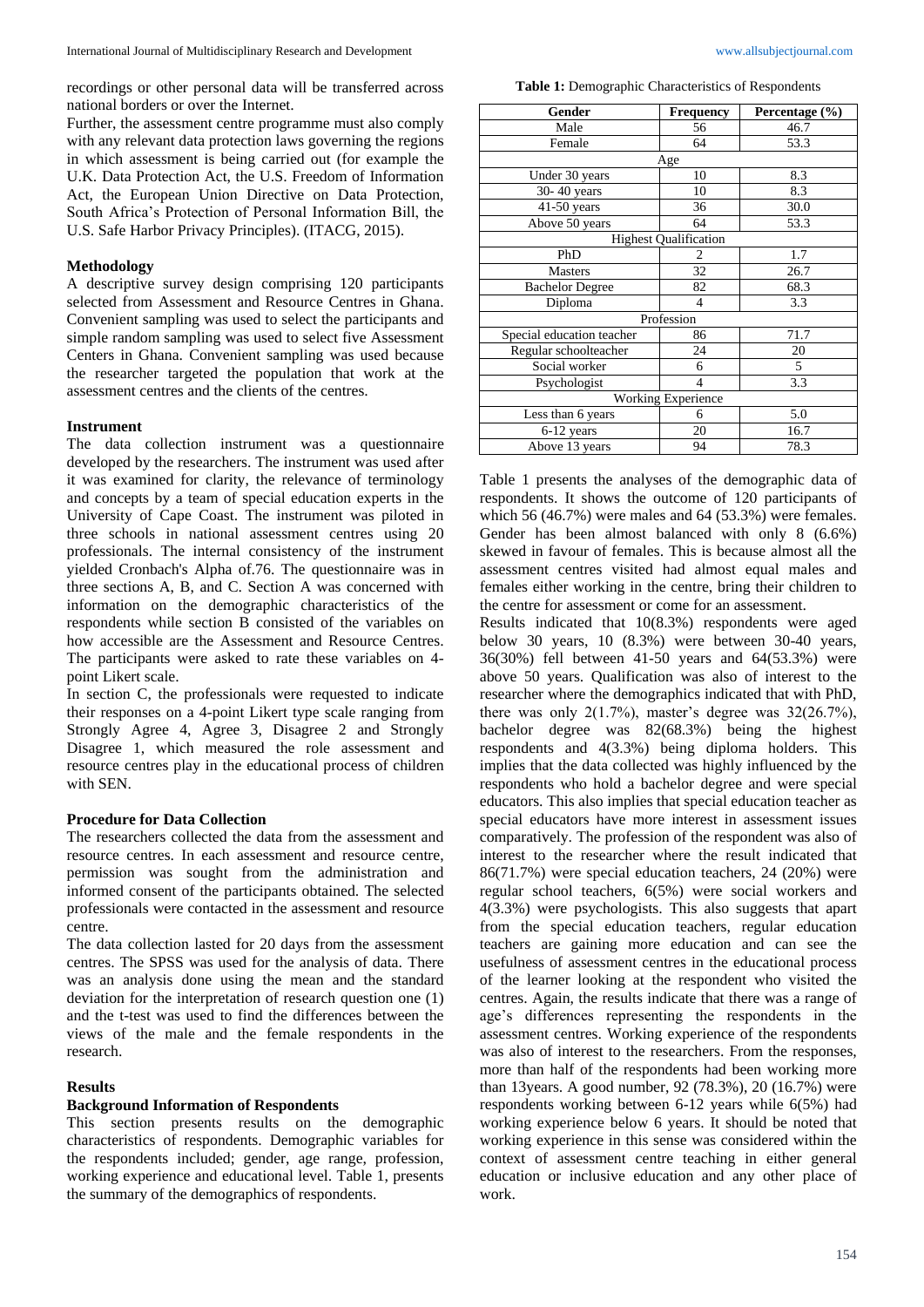recordings or other personal data will be transferred across national borders or over the Internet.

Further, the assessment centre programme must also comply with any relevant data protection laws governing the regions in which assessment is being carried out (for example the U.K. Data Protection Act, the U.S. Freedom of Information Act, the European Union Directive on Data Protection, South Africa's Protection of Personal Information Bill, the U.S. Safe Harbor Privacy Principles). (ITACG, 2015).

### Methodology

A descriptive survey design comprising 120 participants selected from Assessment and Resource Centres in Ghana. Convenient sampling was used to select the participants and simple random sampling was used to select five Assessment Centers in Ghana. Convenient sampling was used because the researcher targeted the population that work at the assessment centres and the clients of the centres.

### Instrument

The data collection instrument was a questionnaire developed by the researchers. The instrument was used after it was examined for clarity, the relevance of terminology and concepts by a team of special education experts in the University of Cape Coast. The instrument was piloted in three schools in national assessment centres using 20 professionals. The internal consistency of the instrument yielded Cronbach's Alpha of.76. The questionnaire was in three sections A, B, and C. Section A was concerned with information on the demographic characteristics of the respondents while section B consisted of the variables on how accessible are the Assessment and Resource Centres. The participants were asked to rate these variables on 4-point Likert scale.

In section C, the professionals were requested to indicate their responses on a 4-point Likert type scale ranging from Strongly Agree 4, Agree 3, Disagree 2 and Strongly Disagree 1, which measured the role assessment and resource centres play in the educational process of children with SEN.

### Procedure for Data Collection

The researchers collected the data from the assessment and resource centres. In each assessment and resource centre, permission was sought from the administration and informed consent of the participants obtained. The selected professionals were contacted in the assessment and resource centre.

The data collection lasted for 20 days from the assessment centres. The SPSS was used for the analysis of data. There was an analysis done using the mean and the standard deviation for the interpretation of research question one (1) and the t-test was used to find the differences between the views of the male and the female respondents in the research.

### Results

### Background Information of Respondents

This section presents results on the demographic characteristics of respondents. Demographic variables for the respondents included; gender, age range, profession, working experience and educational level. Table 1, presents the summary of the demographics of respondents.

**Table 1:** Demographic Characteristics of Respondents

| Gender | Frequency | Percentage (%) |
|---|---|---|
| Male | 56 | 46.7 |
| Female | 64 | 53.3 |
| Age | | |
| Under 30 years | 10 | 8.3 |
| 30- 40 years | 10 | 8.3 |
| 41-50 years | 36 | 30.0 |
| Above 50 years | 64 | 53.3 |
| Highest Qualification | | |
| PhD | 2 | 1.7 |
| Masters | 32 | 26.7 |
| Bachelor Degree | 82 | 68.3 |
| Diploma | 4 | 3.3 |
| Profession | | |
| Special education teacher | 86 | 71.7 |
| Regular schoolteacher | 24 | 20 |
| Social worker | 6 | 5 |
| Psychologist | 4 | 3.3 |
| Working Experience | | |
| Less than 6 years | 6 | 5.0 |
| 6-12 years | 20 | 16.7 |
| Above 13 years | 94 | 78.3 |

Table 1 presents the analyses of the demographic data of respondents. It shows the outcome of 120 participants of which 56 (46.7%) were males and 64 (53.3%) were females. Gender has been almost balanced with only 8 (6.6%) skewed in favour of females. This is because almost all the assessment centres visited had almost equal males and females either working in the centre, bring their children to the centre for assessment or come for an assessment.

Results indicated that 10(8.3%) respondents were aged below 30 years, 10 (8.3%) were between 30-40 years, 36(30%) fell between 41-50 years and 64(53.3%) were above 50 years. Qualification was also of interest to the researcher where the demographics indicated that with PhD, there was only 2(1.7%), master's degree was 32(26.7%), bachelor degree was 82(68.3%) being the highest respondents and 4(3.3%) being diploma holders. This implies that the data collected was highly influenced by the respondents who hold a bachelor degree and were special educators. This also implies that special education teacher as special educators have more interest in assessment issues comparatively. The profession of the respondent was also of interest to the researcher where the result indicated that 86(71.7%) were special education teachers, 24 (20%) were regular school teachers, 6(5%) were social workers and 4(3.3%) were psychologists. This also suggests that apart from the special education teachers, regular education teachers are gaining more education and can see the usefulness of assessment centres in the educational process of the learner looking at the respondent who visited the centres. Again, the results indicate that there was a range of age's differences representing the respondents in the assessment centres. Working experience of the respondents was also of interest to the researchers. From the responses, more than half of the respondents had been working more than 13years. A good number, 92 (78.3%), 20 (16.7%) were respondents working between 6-12 years while 6(5%) had working experience below 6 years. It should be noted that working experience in this sense was considered within the context of assessment centre teaching in either general education or inclusive education and any other place of work.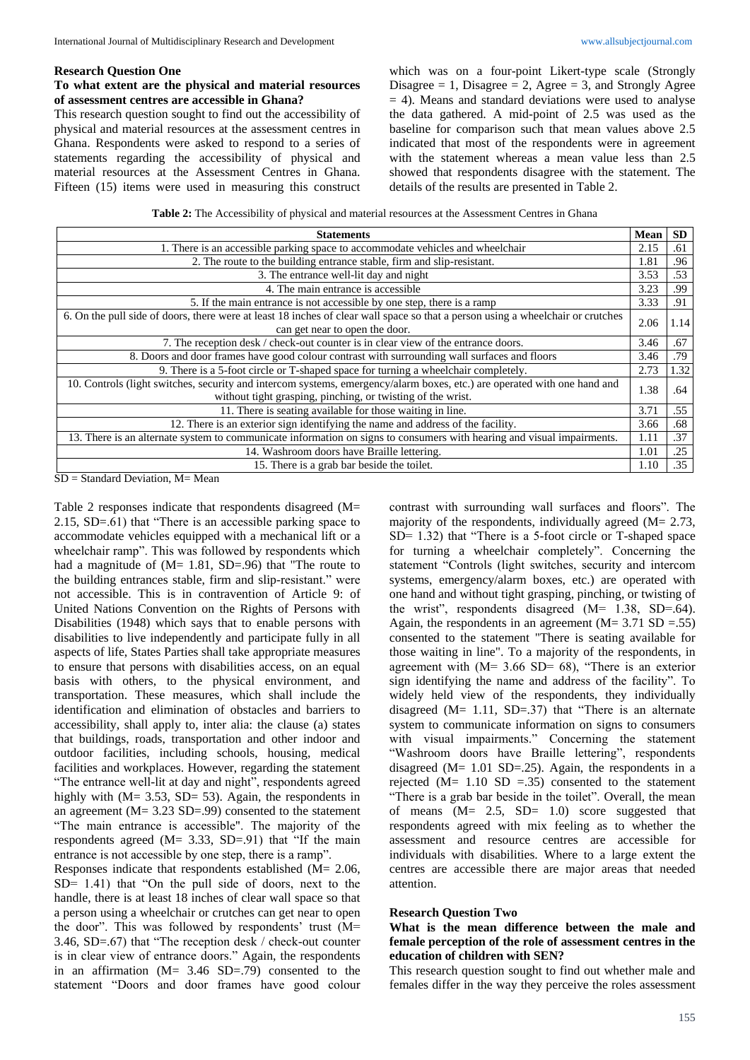### Research Question One

#### To what extent are the physical and material resources of assessment centres are accessible in Ghana?

This research question sought to find out the accessibility of physical and material resources at the assessment centres in Ghana. Respondents were asked to respond to a series of statements regarding the accessibility of physical and material resources at the Assessment Centres in Ghana. Fifteen (15) items were used in measuring this construct which was on a four-point Likert-type scale (Strongly Disagree = 1, Disagree = 2, Agree = 3, and Strongly Agree = 4). Means and standard deviations were used to analyse the data gathered. A mid-point of 2.5 was used as the baseline for comparison such that mean values above 2.5 indicated that most of the respondents were in agreement with the statement whereas a mean value less than 2.5 showed that respondents disagree with the statement. The details of the results are presented in Table 2.

**Table 2:** The Accessibility of physical and material resources at the Assessment Centres in Ghana

| Statements | Mean | SD |
|---|---|---|
| 1. There is an accessible parking space to accommodate vehicles and wheelchair | 2.15 | .61 |
| 2. The route to the building entrance stable, firm and slip-resistant. | 1.81 | .96 |
| 3. The entrance well-lit day and night | 3.53 | .53 |
| 4. The main entrance is accessible | 3.23 | .99 |
| 5. If the main entrance is not accessible by one step, there is a ramp | 3.33 | .91 |
| 6. On the pull side of doors, there were at least 18 inches of clear wall space so that a person using a wheelchair or crutches can get near to open the door. | 2.06 | 1.14 |
| 7. The reception desk / check-out counter is in clear view of the entrance doors. | 3.46 | .67 |
| 8. Doors and door frames have good colour contrast with surrounding wall surfaces and floors | 3.46 | .79 |
| 9. There is a 5-foot circle or T-shaped space for turning a wheelchair completely. | 2.73 | 1.32 |
| 10. Controls (light switches, security and intercom systems, emergency/alarm boxes, etc.) are operated with one hand and without tight grasping, pinching, or twisting of the wrist. | 1.38 | .64 |
| 11. There is seating available for those waiting in line. | 3.71 | .55 |
| 12. There is an exterior sign identifying the name and address of the facility. | 3.66 | .68 |
| 13. There is an alternate system to communicate information on signs to consumers with hearing and visual impairments. | 1.11 | .37 |
| 14. Washroom doors have Braille lettering. | 1.01 | .25 |
| 15. There is a grab bar beside the toilet. | 1.10 | .35 |

SD = Standard Deviation, M= Mean

Table 2 responses indicate that respondents disagreed (M= 2.15, SD=.61) that "There is an accessible parking space to accommodate vehicles equipped with a mechanical lift or a wheelchair ramp". This was followed by respondents which had a magnitude of (M= 1.81, SD=.96) that "The route to the building entrances stable, firm and slip-resistant." were not accessible. This is in contravention of Article 9: of United Nations Convention on the Rights of Persons with Disabilities (1948) which says that to enable persons with disabilities to live independently and participate fully in all aspects of life, States Parties shall take appropriate measures to ensure that persons with disabilities access, on an equal basis with others, to the physical environment, and transportation. These measures, which shall include the identification and elimination of obstacles and barriers to accessibility, shall apply to, inter alia: the clause (a) states that buildings, roads, transportation and other indoor and outdoor facilities, including schools, housing, medical facilities and workplaces. However, regarding the statement "The entrance well-lit at day and night", respondents agreed highly with (M= 3.53, SD= 53). Again, the respondents in an agreement (M= 3.23 SD=.99) consented to the statement "The main entrance is accessible". The majority of the respondents agreed (M= 3.33, SD=.91) that "If the main entrance is not accessible by one step, there is a ramp".

Responses indicate that respondents established (M= 2.06, SD= 1.41) that "On the pull side of doors, next to the handle, there is at least 18 inches of clear wall space so that a person using a wheelchair or crutches can get near to open the door". This was followed by respondents' trust (M= 3.46, SD=.67) that "The reception desk / check-out counter is in clear view of entrance doors." Again, the respondents in an affirmation (M= 3.46 SD=.79) consented to the statement "Doors and door frames have good colour contrast with surrounding wall surfaces and floors". The majority of the respondents, individually agreed (M= 2.73, SD= 1.32) that "There is a 5-foot circle or T-shaped space for turning a wheelchair completely". Concerning the statement "Controls (light switches, security and intercom systems, emergency/alarm boxes, etc.) are operated with one hand and without tight grasping, pinching, or twisting of the wrist", respondents disagreed (M= 1.38, SD=.64). Again, the respondents in an agreement (M= 3.71 SD =.55) consented to the statement "There is seating available for those waiting in line". To a majority of the respondents, in agreement with (M= 3.66 SD= 68), "There is an exterior sign identifying the name and address of the facility". To widely held view of the respondents, they individually disagreed (M= 1.11, SD=.37) that "There is an alternate system to communicate information on signs to consumers with visual impairments." Concerning the statement "Washroom doors have Braille lettering", respondents disagreed (M= 1.01 SD=.25). Again, the respondents in a rejected (M= 1.10 SD =.35) consented to the statement "There is a grab bar beside in the toilet". Overall, the mean of means (M= 2.5, SD= 1.0) score suggested that respondents agreed with mix feeling as to whether the assessment and resource centres are accessible for individuals with disabilities. Where to a large extent the centres are accessible there are major areas that needed attention.

### Research Question Two

#### What is the mean difference between the male and female perception of the role of assessment centres in the education of children with SEN?

This research question sought to find out whether male and females differ in the way they perceive the roles assessment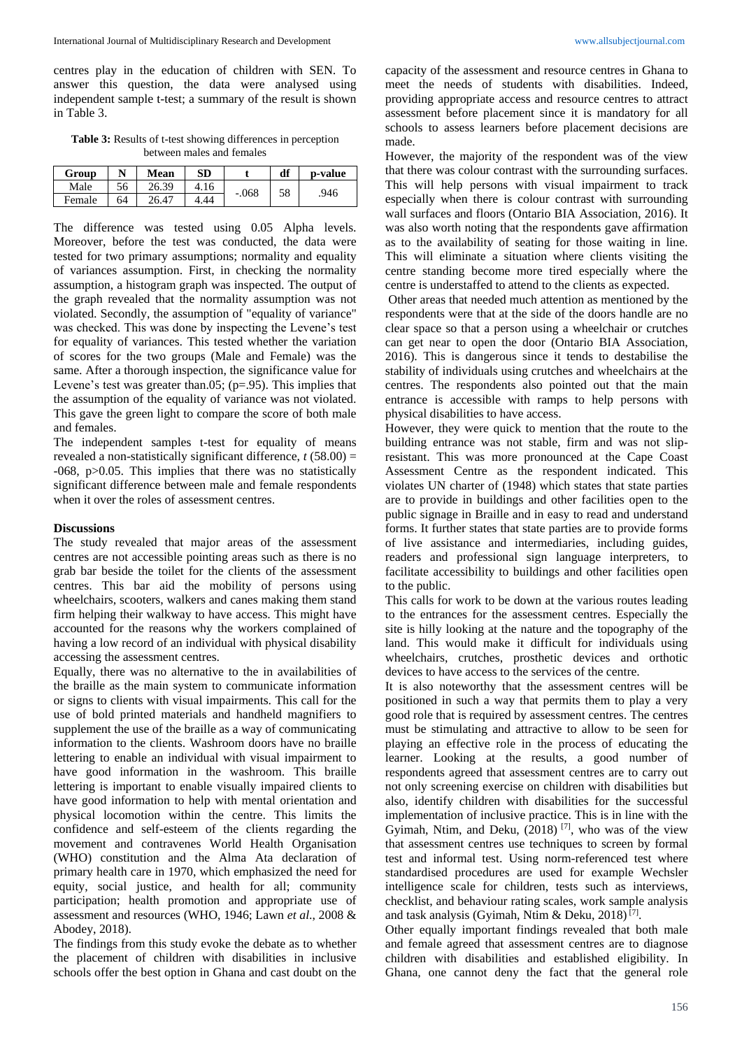centres play in the education of children with SEN. To answer this question, the data were analysed using independent sample t-test; a summary of the result is shown in Table 3.

**Table 3:** Results of t-test showing differences in perception between males and females

| Group | N | Mean | SD | t | df | p-value |
|---|---|---|---|---|---|---|
| Male | 56 | 26.39 | 4.16 | -.068 | 58 | .946 |
| Female | 64 | 26.47 | 4.44 | | | |

The difference was tested using 0.05 Alpha levels. Moreover, before the test was conducted, the data were tested for two primary assumptions; normality and equality of variances assumption. First, in checking the normality assumption, a histogram graph was inspected. The output of the graph revealed that the normality assumption was not violated. Secondly, the assumption of "equality of variance" was checked. This was done by inspecting the Levene's test for equality of variances. This tested whether the variation of scores for the two groups (Male and Female) was the same. After a thorough inspection, the significance value for Levene's test was greater than.05; (p=.95). This implies that the assumption of the equality of variance was not violated. This gave the green light to compare the score of both male and females.

The independent samples t-test for equality of means revealed a non-statistically significant difference, $t$ (58.00) = -068, p>0.05. This implies that there was no statistically significant difference between male and female respondents when it over the roles of assessment centres.

## Discussions

The study revealed that major areas of the assessment centres are not accessible pointing areas such as there is no grab bar beside the toilet for the clients of the assessment centres. This bar aid the mobility of persons using wheelchairs, scooters, walkers and canes making them stand firm helping their walkway to have access. This might have accounted for the reasons why the workers complained of having a low record of an individual with physical disability accessing the assessment centres.

Equally, there was no alternative to the in availabilities of the braille as the main system to communicate information or signs to clients with visual impairments. This call for the use of bold printed materials and handheld magnifiers to supplement the use of the braille as a way of communicating information to the clients. Washroom doors have no braille lettering to enable an individual with visual impairment to have good information in the washroom. This braille lettering is important to enable visually impaired clients to have good information to help with mental orientation and physical locomotion within the centre. This limits the confidence and self-esteem of the clients regarding the movement and contravenes World Health Organisation (WHO) constitution and the Alma Ata declaration of primary health care in 1970, which emphasized the need for equity, social justice, and health for all; community participation; health promotion and appropriate use of assessment and resources (WHO, 1946; Lawn *et al*., 2008 & Abodey, 2018).

The findings from this study evoke the debate as to whether the placement of children with disabilities in inclusive schools offer the best option in Ghana and cast doubt on the capacity of the assessment and resource centres in Ghana to meet the needs of students with disabilities. Indeed, providing appropriate access and resource centres to attract assessment before placement since it is mandatory for all schools to assess learners before placement decisions are made.

However, the majority of the respondent was of the view that there was colour contrast with the surrounding surfaces. This will help persons with visual impairment to track especially when there is colour contrast with surrounding wall surfaces and floors (Ontario BIA Association, 2016). It was also worth noting that the respondents gave affirmation as to the availability of seating for those waiting in line. This will eliminate a situation where clients visiting the centre standing become more tired especially where the centre is understaffed to attend to the clients as expected.

Other areas that needed much attention as mentioned by the respondents were that at the side of the doors handle are no clear space so that a person using a wheelchair or crutches can get near to open the door (Ontario BIA Association, 2016). This is dangerous since it tends to destabilise the stability of individuals using crutches and wheelchairs at the centres. The respondents also pointed out that the main entrance is accessible with ramps to help persons with physical disabilities to have access.

However, they were quick to mention that the route to the building entrance was not stable, firm and was not slip-resistant. This was more pronounced at the Cape Coast Assessment Centre as the respondent indicated. This violates UN charter of (1948) which states that state parties are to provide in buildings and other facilities open to the public signage in Braille and in easy to read and understand forms. It further states that state parties are to provide forms of live assistance and intermediaries, including guides, readers and professional sign language interpreters, to facilitate accessibility to buildings and other facilities open to the public.

This calls for work to be down at the various routes leading to the entrances for the assessment centres. Especially the site is hilly looking at the nature and the topography of the land. This would make it difficult for individuals using wheelchairs, crutches, prosthetic devices and orthotic devices to have access to the services of the centre.

It is also noteworthy that the assessment centres will be positioned in such a way that permits them to play a very good role that is required by assessment centres. The centres must be stimulating and attractive to allow to be seen for playing an effective role in the process of educating the learner. Looking at the results, a good number of respondents agreed that assessment centres are to carry out not only screening exercise on children with disabilities but also, identify children with disabilities for the successful implementation of inclusive practice. This is in line with the Gyimah, Ntim, and Deku, (2018) [7], who was of the view that assessment centres use techniques to screen by formal test and informal test. Using norm-referenced test where standardised procedures are used for example Wechsler intelligence scale for children, tests such as interviews, checklist, and behaviour rating scales, work sample analysis and task analysis (Gyimah, Ntim & Deku, 2018) [7].

Other equally important findings revealed that both male and female agreed that assessment centres are to diagnose children with disabilities and established eligibility. In Ghana, one cannot deny the fact that the general role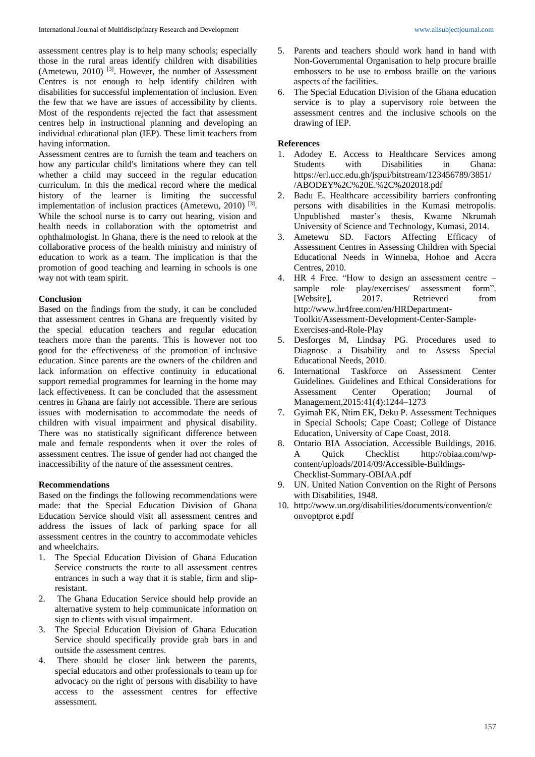assessment centres play is to help many schools; especially those in the rural areas identify children with disabilities (Ametewu, 2010) [3]. However, the number of Assessment Centres is not enough to help identify children with disabilities for successful implementation of inclusion. Even the few that we have are issues of accessibility by clients. Most of the respondents rejected the fact that assessment centres help in instructional planning and developing an individual educational plan (IEP). These limit teachers from having information.

Assessment centres are to furnish the team and teachers on how any particular child's limitations where they can tell whether a child may succeed in the regular education curriculum. In this the medical record where the medical history of the learner is limiting the successful implementation of inclusion practices (Ametewu, 2010) [3]. While the school nurse is to carry out hearing, vision and health needs in collaboration with the optometrist and ophthalmologist. In Ghana, there is the need to relook at the collaborative process of the health ministry and ministry of education to work as a team. The implication is that the promotion of good teaching and learning in schools is one way not with team spirit.

## Conclusion

Based on the findings from the study, it can be concluded that assessment centres in Ghana are frequently visited by the special education teachers and regular education teachers more than the parents. This is however not too good for the effectiveness of the promotion of inclusive education. Since parents are the owners of the children and lack information on effective continuity in educational support remedial programmes for learning in the home may lack effectiveness. It can be concluded that the assessment centres in Ghana are fairly not accessible. There are serious issues with modernisation to accommodate the needs of children with visual impairment and physical disability. There was no statistically significant difference between male and female respondents when it over the roles of assessment centres. The issue of gender had not changed the inaccessibility of the nature of the assessment centres.

## Recommendations

Based on the findings the following recommendations were made: that the Special Education Division of Ghana Education Service should visit all assessment centres and address the issues of lack of parking space for all assessment centres in the country to accommodate vehicles and wheelchairs.

1. The Special Education Division of Ghana Education Service constructs the route to all assessment centres entrances in such a way that it is stable, firm and slip-resistant.
2. The Ghana Education Service should help provide an alternative system to help communicate information on sign to clients with visual impairment.
3. The Special Education Division of Ghana Education Service should specifically provide grab bars in and outside the assessment centres.
4. There should be closer link between the parents, special educators and other professionals to team up for advocacy on the right of persons with disability to have access to the assessment centres for effective assessment.
5. Parents and teachers should work hand in hand with Non-Governmental Organisation to help procure braille embossers to be use to emboss braille on the various aspects of the facilities.
6. The Special Education Division of the Ghana education service is to play a supervisory role between the assessment centres and the inclusive schools on the drawing of IEP.

## References

1. Adodey E. Access to Healthcare Services among Students with Disabilities in Ghana: https://erl.ucc.edu.gh/jspui/bitstream/123456789/3851/ /ABODEY%2C%20E.%2C%202018.pdf
2. Badu E. Healthcare accessibility barriers confronting persons with disabilities in the Kumasi metropolis. Unpublished master's thesis, Kwame Nkrumah University of Science and Technology, Kumasi, 2014.
3. Ametewu SD. Factors Affecting Efficacy of Assessment Centres in Assessing Children with Special Educational Needs in Winneba, Hohoe and Accra Centres, 2010.
4. HR 4 Free. "How to design an assessment centre – sample role play/exercises/ assessment form". [Website], 2017. Retrieved from http://www.hr4free.com/en/HRDepartment-Toolkit/Assessment-Development-Center-Sample-Exercises-and-Role-Play
5. Desforges M, Lindsay PG. Procedures used to Diagnose a Disability and to Assess Special Educational Needs, 2010.
6. International Taskforce on Assessment Center Guidelines. Guidelines and Ethical Considerations for Assessment Center Operation; Journal of Management,2015:41(4):1244–1273
7. Gyimah EK, Ntim EK, Deku P. Assessment Techniques in Special Schools; Cape Coast; College of Distance Education, University of Cape Coast, 2018.
8. Ontario BIA Association. Accessible Buildings, 2016. A Quick Checklist http://obiaa.com/wp-content/uploads/2014/09/Accessible-Buildings-Checklist-Summary-OBIAA.pdf
9. UN. United Nation Convention on the Right of Persons with Disabilities, 1948.
10. http://www.un.org/disabilities/documents/convention/convoptprot e.pdf